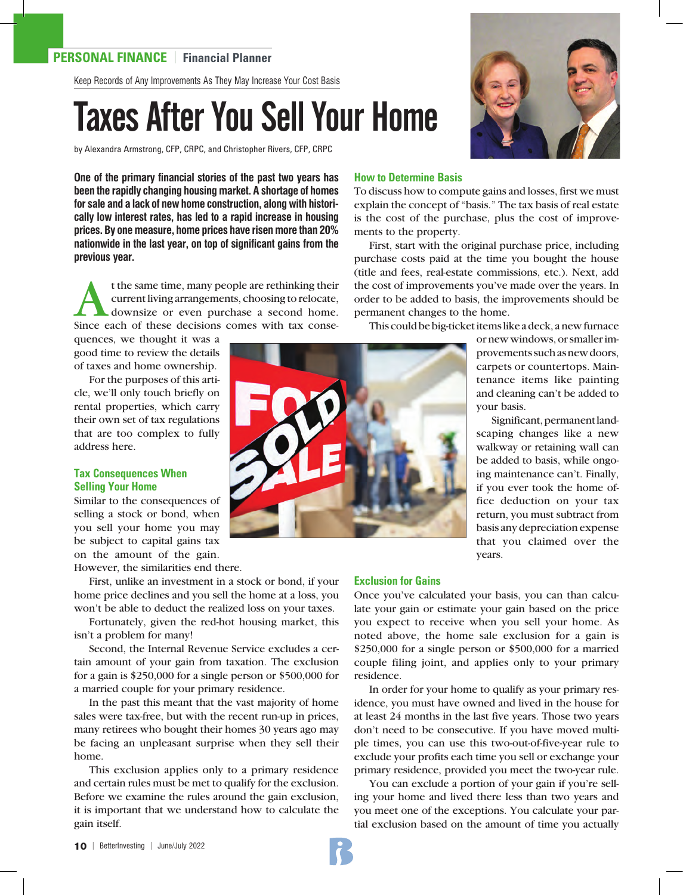PERSONAL FINANCE | Financial Planner

Keep Records of Any Improvements As They May Increase Your Cost Basis

# Taxes After You Sell Your Home

by Alexandra Armstrong, CFP, CRPC, and Christopher Rivers, CFP, CRPC

**One of the primary financial stories of the past two years has been the rapidly changing housing market. A shortage of homes for sale and a lack of new home construction, along with historically low interest rates, has led to a rapid increase in housing prices. By one measure, home prices have risen more than 20% nationwide in the last year, on top of significant gains from the previous year.**

At the same time, many people are rethinking their current living arrangements, choosing to relocate, downsize or even purchase a second home. Since each of these decisions comes with tax consequences, we thought it was a good time to review the details of taxes and home ownership.

For the purposes of this article, we'll only touch briefly on rental properties, which carry their own set of tax regulations that are too complex to fully address here.

## Tax Consequences When Selling Your Home

Similar to the consequences of selling a stock or bond, when you sell your home you may be subject to capital gains tax on the amount of the gain. However, the similarities end there.

First, unlike an investment in a stock or bond, if your home price declines and you sell the home at a loss, you won't be able to deduct the realized loss on your taxes.

Fortunately, given the red-hot housing market, this isn't a problem for many!

Second, the Internal Revenue Service excludes a certain amount of your gain from taxation. The exclusion for a gain is $250,000 for a single person or $500,000 for a married couple for your primary residence.

In the past this meant that the vast majority of home sales were tax-free, but with the recent run-up in prices, many retirees who bought their homes 30 years ago may be facing an unpleasant surprise when they sell their home.

This exclusion applies only to a primary residence and certain rules must be met to qualify for the exclusion. Before we examine the rules around the gain exclusion, it is important that we understand how to calculate the gain itself.

## How to Determine Basis

To discuss how to compute gains and losses, first we must explain the concept of "basis." The tax basis of real estate is the cost of the purchase, plus the cost of improvements to the property.

First, start with the original purchase price, including purchase costs paid at the time you bought the house (title and fees, real-estate commissions, etc.). Next, add the cost of improvements you've made over the years. In order to be added to basis, the improvements should be permanent changes to the home.

This could be big-ticket items like a deck, a new furnace or new windows, or smaller improvements such as new doors, carpets or countertops. Maintenance items like painting and cleaning can't be added to your basis.

Significant, permanent landscaping changes like a new walkway or retaining wall can be added to basis, while ongoing maintenance can't. Finally, if you ever took the home office deduction on your tax return, you must subtract from basis any depreciation expense that you claimed over the years.

## Exclusion for Gains

Once you've calculated your basis, you can than calculate your gain or estimate your gain based on the price you expect to receive when you sell your home. As noted above, the home sale exclusion for a gain is $250,000 for a single person or $500,000 for a married couple filing joint, and applies only to your primary residence.

In order for your home to qualify as your primary residence, you must have owned and lived in the house for at least 24 months in the last five years. Those two years don't need to be consecutive. If you have moved multiple times, you can use this two-out-of-five-year rule to exclude your profits each time you sell or exchange your primary residence, provided you meet the two-year rule.

You can exclude a portion of your gain if you're selling your home and lived there less than two years and you meet one of the exceptions. You calculate your partial exclusion based on the amount of time you actually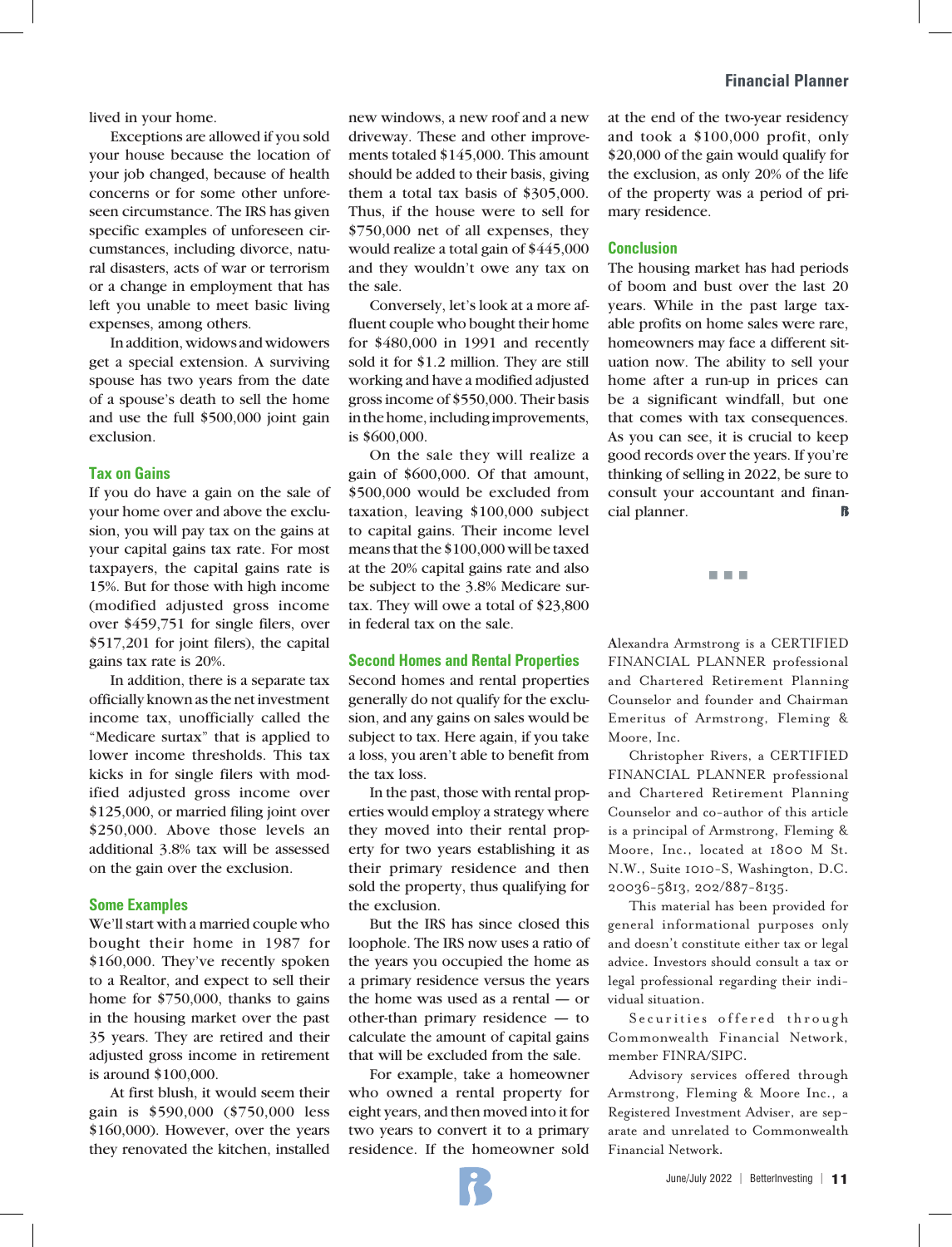lived in your home.

Exceptions are allowed if you sold your house because the location of your job changed, because of health concerns or for some other unforeseen circumstance. The IRS has given specific examples of unforeseen circumstances, including divorce, natural disasters, acts of war or terrorism or a change in employment that has left you unable to meet basic living expenses, among others.

In addition, widows and widowers get a special extension. A surviving spouse has two years from the date of a spouse's death to sell the home and use the full $500,000 joint gain exclusion.

## Tax on Gains

If you do have a gain on the sale of your home over and above the exclusion, you will pay tax on the gains at your capital gains tax rate. For most taxpayers, the capital gains rate is 15%. But for those with high income (modified adjusted gross income over $459,751 for single filers, over $517,201 for joint filers), the capital gains tax rate is 20%.

In addition, there is a separate tax officially known as the net investment income tax, unofficially called the "Medicare surtax" that is applied to lower income thresholds. This tax kicks in for single filers with modified adjusted gross income over $125,000, or married filing joint over $250,000. Above those levels an additional 3.8% tax will be assessed on the gain over the exclusion.

## Some Examples

We'll start with a married couple who bought their home in 1987 for $160,000. They've recently spoken to a Realtor, and expect to sell their home for $750,000, thanks to gains in the housing market over the past 35 years. They are retired and their adjusted gross income in retirement is around $100,000.

At first blush, it would seem their gain is $590,000 ($750,000 less $160,000). However, over the years they renovated the kitchen, installed new windows, a new roof and a new driveway. These and other improvements totaled $145,000. This amount should be added to their basis, giving them a total tax basis of $305,000. Thus, if the house were to sell for $750,000 net of all expenses, they would realize a total gain of $445,000 and they wouldn't owe any tax on the sale.

Conversely, let's look at a more affluent couple who bought their home for $480,000 in 1991 and recently sold it for $1.2 million. They are still working and have a modified adjusted gross income of $550,000. Their basis in the home, including improvements, is $600,000.

On the sale they will realize a gain of $600,000. Of that amount, $500,000 would be excluded from taxation, leaving $100,000 subject to capital gains. Their income level means that the $100,000 will be taxed at the 20% capital gains rate and also be subject to the 3.8% Medicare surtax. They will owe a total of $23,800 in federal tax on the sale.

## Second Homes and Rental Properties

Second homes and rental properties generally do not qualify for the exclusion, and any gains on sales would be subject to tax. Here again, if you take a loss, you aren't able to benefit from the tax loss.

In the past, those with rental properties would employ a strategy where they moved into their rental property for two years establishing it as their primary residence and then sold the property, thus qualifying for the exclusion.

But the IRS has since closed this loophole. The IRS now uses a ratio of the years you occupied the home as a primary residence versus the years the home was used as a rental — or other-than primary residence — to calculate the amount of capital gains that will be excluded from the sale.

For example, take a homeowner who owned a rental property for eight years, and then moved into it for two years to convert it to a primary residence. If the homeowner sold at the end of the two-year residency and took a $100,000 profit, only $20,000 of the gain would qualify for the exclusion, as only 20% of the life of the property was a period of primary residence.

## Conclusion

The housing market has had periods of boom and bust over the last 20 years. While in the past large taxable profits on home sales were rare, homeowners may face a different situation now. The ability to sell your home after a run-up in prices can be a significant windfall, but one that comes with tax consequences. As you can see, it is crucial to keep good records over the years. If you're thinking of selling in 2022, be sure to consult your accountant and financial planner.

---

Alexandra Armstrong is a CERTIFIED FINANCIAL PLANNER professional and Chartered Retirement Planning Counselor and founder and Chairman Emeritus of Armstrong, Fleming & Moore, Inc.

Christopher Rivers, a CERTIFIED FINANCIAL PLANNER professional and Chartered Retirement Planning Counselor and co-author of this article is a principal of Armstrong, Fleming & Moore, Inc., located at 1800 M St. N.W., Suite 1010-S, Washington, D.C. 20036-5813, 202/887-8135.

This material has been provided for general informational purposes only and doesn't constitute either tax or legal advice. Investors should consult a tax or legal professional regarding their individual situation.

Securities offered through Commonwealth Financial Network, member FINRA/SIPC.

Advisory services offered through Armstrong, Fleming & Moore Inc., a Registered Investment Adviser, are separate and unrelated to Commonwealth Financial Network.